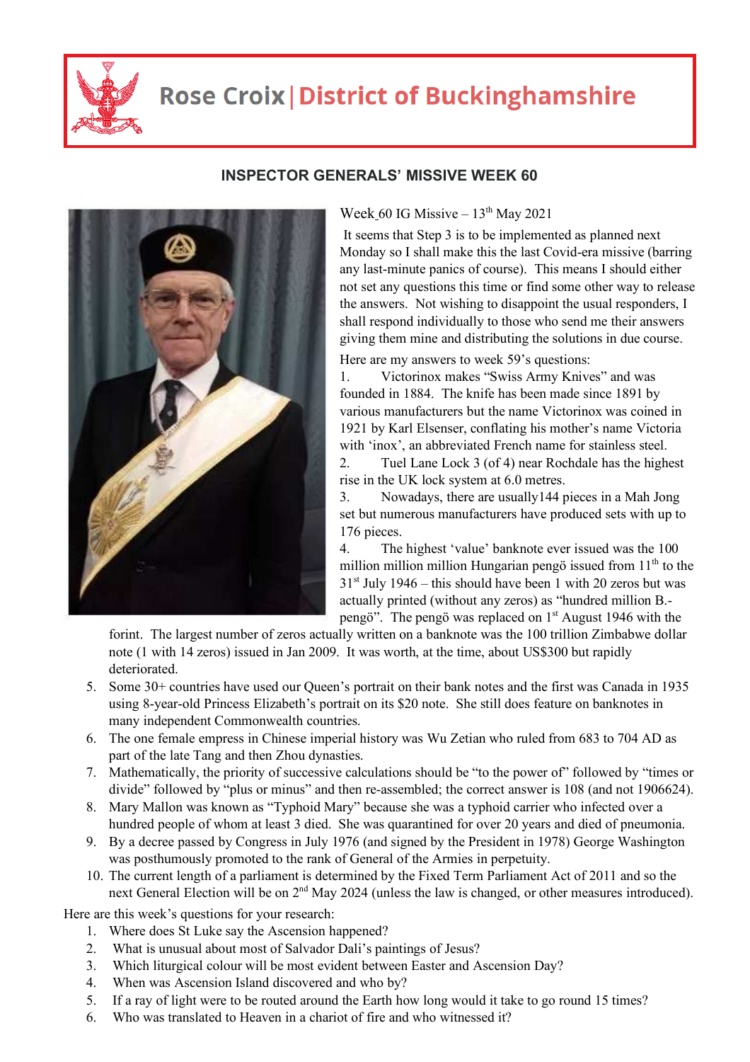# Rose Croix | District of Buckinghamshire

## INSPECTOR GENERALS' MISSIVE WEEK 60

Week 60 IG Missive – 13th May 2021

It seems that Step 3 is to be implemented as planned next Monday so I shall make this the last Covid-era missive (barring any last-minute panics of course). This means I should either not set any questions this time or find some other way to release the answers. Not wishing to disappoint the usual responders, I shall respond individually to those who send me their answers giving them mine and distributing the solutions in due course.

Here are my answers to week 59's questions:

1. Victorinox makes "Swiss Army Knives" and was founded in 1884. The knife has been made since 1891 by various manufacturers but the name Victorinox was coined in 1921 by Karl Elsenser, conflating his mother's name Victoria with 'inox', an abbreviated French name for stainless steel.
2. Tuel Lane Lock 3 (of 4) near Rochdale has the highest rise in the UK lock system at 6.0 metres.
3. Nowadays, there are usually144 pieces in a Mah Jong set but numerous manufacturers have produced sets with up to 176 pieces.
4. The highest 'value' banknote ever issued was the 100 million million million Hungarian pengö issued from 11th to the 31st July 1946 – this should have been 1 with 20 zeros but was actually printed (without any zeros) as "hundred million B.-pengö". The pengö was replaced on 1st August 1946 with the forint. The largest number of zeros actually written on a banknote was the 100 trillion Zimbabwe dollar note (1 with 14 zeros) issued in Jan 2009. It was worth, at the time, about US$300 but rapidly deteriorated.
5. Some 30+ countries have used our Queen's portrait on their bank notes and the first was Canada in 1935 using 8-year-old Princess Elizabeth's portrait on its $20 note. She still does feature on banknotes in many independent Commonwealth countries.
6. The one female empress in Chinese imperial history was Wu Zetian who ruled from 683 to 704 AD as part of the late Tang and then Zhou dynasties.
7. Mathematically, the priority of successive calculations should be "to the power of" followed by "times or divide" followed by "plus or minus" and then re-assembled; the correct answer is 108 (and not 1906624).
8. Mary Mallon was known as "Typhoid Mary" because she was a typhoid carrier who infected over a hundred people of whom at least 3 died. She was quarantined for over 20 years and died of pneumonia.
9. By a decree passed by Congress in July 1976 (and signed by the President in 1978) George Washington was posthumously promoted to the rank of General of the Armies in perpetuity.
10. The current length of a parliament is determined by the Fixed Term Parliament Act of 2011 and so the next General Election will be on 2nd May 2024 (unless the law is changed, or other measures introduced).

Here are this week's questions for your research:

1. Where does St Luke say the Ascension happened?
2. What is unusual about most of Salvador Dali's paintings of Jesus?
3. Which liturgical colour will be most evident between Easter and Ascension Day?
4. When was Ascension Island discovered and who by?
5. If a ray of light were to be routed around the Earth how long would it take to go round 15 times?
6. Who was translated to Heaven in a chariot of fire and who witnessed it?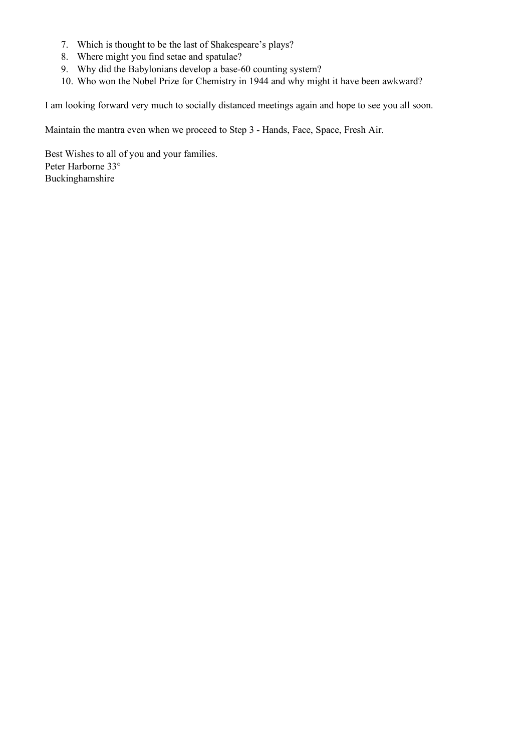7. Which is thought to be the last of Shakespeare's plays?
8. Where might you find setae and spatulae?
9. Why did the Babylonians develop a base-60 counting system?
10. Who won the Nobel Prize for Chemistry in 1944 and why might it have been awkward?

I am looking forward very much to socially distanced meetings again and hope to see you all soon.

Maintain the mantra even when we proceed to Step 3 - Hands, Face, Space, Fresh Air.

Best Wishes to all of you and your families.
Peter Harborne 33°
Buckinghamshire